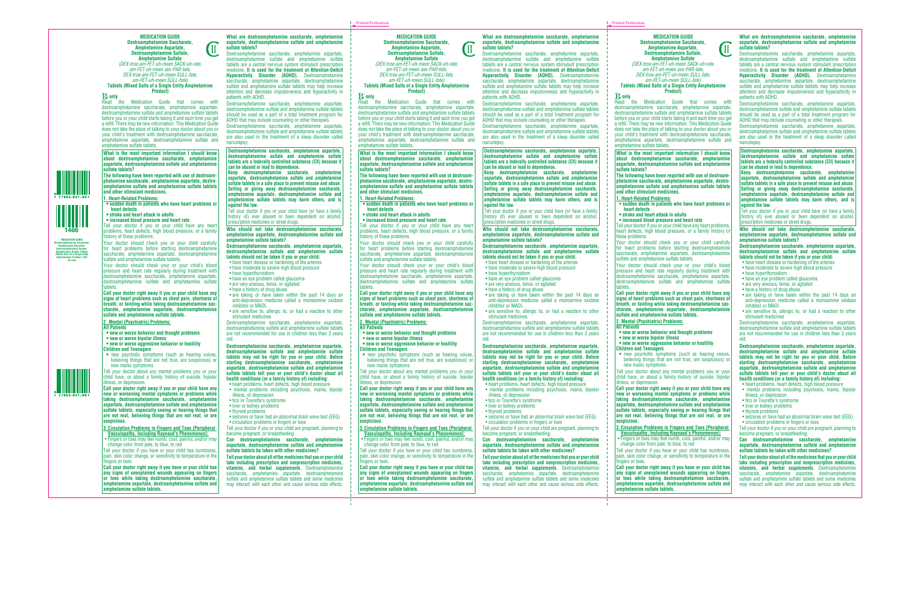Printed Perforation

Printed Perforation

3 57664-841-09

1466

MEDICATION GUIDE
Dextroamphetamine Saccharate, Amphetamine Aspartate, Dextroamphetamine Sulfate, Amphetamine Sulfate Tablets (Mixed Salts of a Single Entity Amphetamine Product) CII
Rx only

3 57664-841-09

# MEDICATION GUIDE

## Dextroamphetamine Saccharate, Amphetamine Aspartate, Dextroamphetamine Sulfate, Amphetamine Sulfate

*(DEX-troe-am-FET-uh-meen SACK-uh-rate, am-FET-uh-meen ass-PAR-tate, DEX-troe-am-FET-uh-meen SULL-fate, am-FET-uh-meen SULL-fate)*

**Tablets (Mixed Salts of a Single Entity Amphetamine Product)**

CII

℞ only

Read the Medication Guide that comes with dextroamphetamine saccharate, amphetamine aspartate, dextroamphetamine sulfate and amphetamine sulfate tablets before you or your child starts taking it and each time you get a refill. There may be new information. This Medication Guide does not take the place of talking to your doctor about you or your child's treatment with dextroamphetamine saccharate, amphetamine aspartate, dextroamphetamine sulfate and amphetamine sulfate tablets.

**What is the most important information I should know about dextroamphetamine saccharate, amphetamine aspartate, dextroamphetamine sulfate and amphetamine sulfate tablets?**

**The following have been reported with use of dextroamphetamine saccharate, amphetamine aspartate, dextroamphetamine sulfate and amphetamine sulfate tablets and other stimulant medicines.**

**1. Heart-Related Problems:**

- **sudden death in patients who have heart problems or heart defects**
- **stroke and heart attack in adults**
- **increased blood pressure and heart rate**

Tell your doctor if you or your child have any heart problems, heart defects, high blood pressure, or a family history of these problems.

Your doctor should check you or your child carefully for heart problems before starting dextroamphetamine saccharate, amphetamine aspartate, dextroamphetamine sulfate and amphetamine sulfate tablets.

Your doctor should check your or your child's blood pressure and heart rate regularly during treatment with dextroamphetamine saccharate, amphetamine aspartate, dextroamphetamine sulfate and amphetamine sulfate tablets.

**Call your doctor right away if you or your child have any signs of heart problems such as chest pain, shortness of breath, or fainting while taking dextroamphetamine saccharate, amphetamine aspartate, dextroamphetamine sulfate and amphetamine sulfate tablets.**

**2. Mental (Psychiatric) Problems:**

**All Patients**

- **new or worse behavior and thought problems**
- **new or worse bipolar illness**
- **new or worse aggressive behavior or hostility**

**Children and Teenagers**

- new psychotic symptoms (such as hearing voices, believing things that are not true, are suspicious) or new manic symptoms

Tell your doctor about any mental problems you or your child have, or about a family history of suicide, bipolar illness, or depression.

**Call your doctor right away if you or your child have any new or worsening mental symptoms or problems while taking dextroamphetamine saccharate, amphetamine aspartate, dextroamphetamine sulfate and amphetamine sulfate tablets, especially seeing or hearing things that are not real, believing things that are not real, or are suspicious.**

**3. Circulation Problems in Fingers and Toes [Peripheral Vasculopathy, Including Raynaud's Phenomenon]:**

- Fingers or toes may feel numb, cool, painful, and/or may change color from pale, to blue, to red

Tell your doctor if you have or your child has numbness, pain, skin color change, or sensitivity to temperature in the fingers or toes.

**Call your doctor right away if you have or your child has any signs of unexplained wounds appearing on fingers or toes while taking dextroamphetamine saccharate, amphetamine aspartate, dextroamphetamine sulfate and amphetamine sulfate tablets.**

**What are dextroamphetamine saccharate, amphetamine aspartate, dextroamphetamine sulfate and amphetamine sulfate tablets?**

Dextroamphetamine saccharate, amphetamine aspartate, dextroamphetamine sulfate and amphetamine sulfate tablets are a central nervous system stimulant prescription medicine. **It is used for the treatment of Attention-Deficit Hyperactivity Disorder (ADHD).** Dextroamphetamine saccharate, amphetamine aspartate, dextroamphetamine sulfate and amphetamine sulfate tablets may help increase attention and decrease impulsiveness and hyperactivity in patients with ADHD.

Dextroamphetamine saccharate, amphetamine aspartate, dextroamphetamine sulfate and amphetamine sulfate tablets should be used as a part of a total treatment program for ADHD that may include counseling or other therapies.

Dextroamphetamine saccharate, amphetamine aspartate, dextroamphetamine sulfate and amphetamine sulfate tablets are also used in the treatment of a sleep disorder called narcolepsy.

**Dextroamphetamine saccharate, amphetamine aspartate, dextroamphetamine sulfate and amphetamine sulfate tablets are a federally controlled substance (CII) because it can be abused or lead to dependence.**

**Keep dextroamphetamine saccharate, amphetamine aspartate, dextroamphetamine sulfate and amphetamine sulfate tablets in a safe place to prevent misuse and abuse. Selling or giving away dextroamphetamine saccharate, amphetamine aspartate, dextroamphetamine sulfate and amphetamine sulfate tablets may harm others, and is against the law.**

Tell your doctor if you or your child have (or have a family history of) ever abused or been dependent on alcohol, prescription medicines or street drugs.

**Who should not take dextroamphetamine saccharate, amphetamine aspartate, dextroamphetamine sulfate and amphetamine sulfate tablets?**

**Dextroamphetamine saccharate, amphetamine aspartate, dextroamphetamine sulfate and amphetamine sulfate tablets should not be taken if you or your child:**

- have heart disease or hardening of the arteries
- have moderate to severe high blood pressure
- have hyperthyroidism
- have an eye problem called glaucoma
- are very anxious, tense, or agitated
- have a history of drug abuse
- are taking or have taken within the past 14 days an anti-depression medicine called a monoamine oxidase inhibitor or MAOI.
- are sensitive to, allergic to, or had a reaction to other stimulant medicines

Dextroamphetamine saccharate, amphetamine aspartate, dextroamphetamine sulfate and amphetamine sulfate tablets are not recommended for use in children less than 3 years old.

**Dextroamphetamine saccharate, amphetamine aspartate, dextroamphetamine sulfate and amphetamine sulfate tablets may not be right for you or your child. Before starting dextroamphetamine saccharate, amphetamine aspartate, dextroamphetamine sulfate and amphetamine sulfate tablets tell your or your child's doctor about all health conditions (or a family history of) including:**

- heart problems, heart defects, high blood pressure
- mental problems including psychosis, mania, bipolar illness, or depression
- tics or Tourette's syndrome
- liver or kidney problems
- thyroid problems
- seizures or have had an abnormal brain wave test (EEG)
- circulation problems in fingers or toes

Tell your doctor if you or your child are pregnant, planning to become pregnant, or breastfeeding.

**Can dextroamphetamine saccharate, amphetamine aspartate, dextroamphetamine sulfate and amphetamine sulfate tablets be taken with other medicines?**

**Tell your doctor about all of the medicines that you or your child take including prescription and nonprescription medicines, vitamins, and herbal supplements.** Dextroamphetamine saccharate, amphetamine aspartate, dextroamphetamine sulfate and amphetamine sulfate tablets and some medicines may interact with each other and cause serious side effects.

# MEDICATION GUIDE

## Dextroamphetamine Saccharate, Amphetamine Aspartate, Dextroamphetamine Sulfate, Amphetamine Sulfate

*(DEX-troe-am-FET-uh-meen SACK-uh-rate, am-FET-uh-meen ass-PAR-tate, DEX-troe-am-FET-uh-meen SULL-fate, am-FET-uh-meen SULL-fate)*

**Tablets (Mixed Salts of a Single Entity Amphetamine Product)**

CII

℞ only

Read the Medication Guide that comes with dextroamphetamine saccharate, amphetamine aspartate, dextroamphetamine sulfate and amphetamine sulfate tablets before you or your child starts taking it and each time you get a refill. There may be new information. This Medication Guide does not take the place of talking to your doctor about you or your child's treatment with dextroamphetamine saccharate, amphetamine aspartate, dextroamphetamine sulfate and amphetamine sulfate tablets.

**What is the most important information I should know about dextroamphetamine saccharate, amphetamine aspartate, dextroamphetamine sulfate and amphetamine sulfate tablets?**

**The following have been reported with use of dextroamphetamine saccharate, amphetamine aspartate, dextroamphetamine sulfate and amphetamine sulfate tablets and other stimulant medicines.**

**1. Heart-Related Problems:**

- **sudden death in patients who have heart problems or heart defects**
- **stroke and heart attack in adults**
- **increased blood pressure and heart rate**

Tell your doctor if you or your child have any heart problems, heart defects, high blood pressure, or a family history of these problems.

Your doctor should check you or your child carefully for heart problems before starting dextroamphetamine saccharate, amphetamine aspartate, dextroamphetamine sulfate and amphetamine sulfate tablets.

Your doctor should check your or your child's blood pressure and heart rate regularly during treatment with dextroamphetamine saccharate, amphetamine aspartate, dextroamphetamine sulfate and amphetamine sulfate tablets.

**Call your doctor right away if you or your child have any signs of heart problems such as chest pain, shortness of breath, or fainting while taking dextroamphetamine saccharate, amphetamine aspartate, dextroamphetamine sulfate and amphetamine sulfate tablets.**

**2. Mental (Psychiatric) Problems:**

**All Patients**

- **new or worse behavior and thought problems**
- **new or worse bipolar illness**
- **new or worse aggressive behavior or hostility**

**Children and Teenagers**

- new psychotic symptoms (such as hearing voices, believing things that are not true, are suspicious) or new manic symptoms

Tell your doctor about any mental problems you or your child have, or about a family history of suicide, bipolar illness, or depression.

**Call your doctor right away if you or your child have any new or worsening mental symptoms or problems while taking dextroamphetamine saccharate, amphetamine aspartate, dextroamphetamine sulfate and amphetamine sulfate tablets, especially seeing or hearing things that are not real, believing things that are not real, or are suspicious.**

**3. Circulation Problems in Fingers and Toes [Peripheral Vasculopathy, Including Raynaud's Phenomenon]:**

- Fingers or toes may feel numb, cool, painful, and/or may change color from pale, to blue, to red

Tell your doctor if you have or your child has numbness, pain, skin color change, or sensitivity to temperature in the fingers or toes.

**Call your doctor right away if you have or your child has any signs of unexplained wounds appearing on fingers or toes while taking dextroamphetamine saccharate, amphetamine aspartate, dextroamphetamine sulfate and amphetamine sulfate tablets.**

**What are dextroamphetamine saccharate, amphetamine aspartate, dextroamphetamine sulfate and amphetamine sulfate tablets?**

Dextroamphetamine saccharate, amphetamine aspartate, dextroamphetamine sulfate and amphetamine sulfate tablets are a central nervous system stimulant prescription medicine. **It is used for the treatment of Attention-Deficit Hyperactivity Disorder (ADHD).** Dextroamphetamine saccharate, amphetamine aspartate, dextroamphetamine sulfate and amphetamine sulfate tablets may help increase attention and decrease impulsiveness and hyperactivity in patients with ADHD.

Dextroamphetamine saccharate, amphetamine aspartate, dextroamphetamine sulfate and amphetamine sulfate tablets should be used as a part of a total treatment program for ADHD that may include counseling or other therapies.

Dextroamphetamine saccharate, amphetamine aspartate, dextroamphetamine sulfate and amphetamine sulfate tablets are also used in the treatment of a sleep disorder called narcolepsy.

**Dextroamphetamine saccharate, amphetamine aspartate, dextroamphetamine sulfate and amphetamine sulfate tablets are a federally controlled substance (CII) because it can be abused or lead to dependence.**

**Keep dextroamphetamine saccharate, amphetamine aspartate, dextroamphetamine sulfate and amphetamine sulfate tablets in a safe place to prevent misuse and abuse. Selling or giving away dextroamphetamine saccharate, amphetamine aspartate, dextroamphetamine sulfate and amphetamine sulfate tablets may harm others, and is against the law.**

Tell your doctor if you or your child have (or have a family history of) ever abused or been dependent on alcohol, prescription medicines or street drugs.

**Who should not take dextroamphetamine saccharate, amphetamine aspartate, dextroamphetamine sulfate and amphetamine sulfate tablets?**

**Dextroamphetamine saccharate, amphetamine aspartate, dextroamphetamine sulfate and amphetamine sulfate tablets should not be taken if you or your child:**

- have heart disease or hardening of the arteries
- have moderate to severe high blood pressure
- have hyperthyroidism
- have an eye problem called glaucoma
- are very anxious, tense, or agitated
- have a history of drug abuse
- are taking or have taken within the past 14 days an anti-depression medicine called a monoamine oxidase inhibitor or MAOI.
- are sensitive to, allergic to, or had a reaction to other stimulant medicines

Dextroamphetamine saccharate, amphetamine aspartate, dextroamphetamine sulfate and amphetamine sulfate tablets are not recommended for use in children less than 3 years old.

**Dextroamphetamine saccharate, amphetamine aspartate, dextroamphetamine sulfate and amphetamine sulfate tablets may not be right for you or your child. Before starting dextroamphetamine saccharate, amphetamine aspartate, dextroamphetamine sulfate and amphetamine sulfate tablets tell your or your child's doctor about all health conditions (or a family history of) including:**

- heart problems, heart defects, high blood pressure
- mental problems including psychosis, mania, bipolar illness, or depression
- tics or Tourette's syndrome
- liver or kidney problems
- thyroid problems
- seizures or have had an abnormal brain wave test (EEG)
- circulation problems in fingers or toes

Tell your doctor if you or your child are pregnant, planning to become pregnant, or breastfeeding.

**Can dextroamphetamine saccharate, amphetamine aspartate, dextroamphetamine sulfate and amphetamine sulfate tablets be taken with other medicines?**

**Tell your doctor about all of the medicines that you or your child take including prescription and nonprescription medicines, vitamins, and herbal supplements.** Dextroamphetamine saccharate, amphetamine aspartate, dextroamphetamine sulfate and amphetamine sulfate tablets and some medicines may interact with each other and cause serious side effects.

# MEDICATION GUIDE

## Dextroamphetamine Saccharate, Amphetamine Aspartate, Dextroamphetamine Sulfate, Amphetamine Sulfate

*(DEX-troe-am-FET-uh-meen SACK-uh-rate, am-FET-uh-meen ass-PAR-tate, DEX-troe-am-FET-uh-meen SULL-fate, am-FET-uh-meen SULL-fate)*

**Tablets (Mixed Salts of a Single Entity Amphetamine Product)**

CII

℞ only

Read the Medication Guide that comes with dextroamphetamine saccharate, amphetamine aspartate, dextroamphetamine sulfate and amphetamine sulfate tablets before you or your child starts taking it and each time you get a refill. There may be new information. This Medication Guide does not take the place of talking to your doctor about you or your child's treatment with dextroamphetamine saccharate, amphetamine aspartate, dextroamphetamine sulfate and amphetamine sulfate tablets.

**What is the most important information I should know about dextroamphetamine saccharate, amphetamine aspartate, dextroamphetamine sulfate and amphetamine sulfate tablets?**

**The following have been reported with use of dextroamphetamine saccharate, amphetamine aspartate, dextroamphetamine sulfate and amphetamine sulfate tablets and other stimulant medicines.**

**1. Heart-Related Problems:**

- **sudden death in patients who have heart problems or heart defects**
- **stroke and heart attack in adults**
- **increased blood pressure and heart rate**

Tell your doctor if you or your child have any heart problems, heart defects, high blood pressure, or a family history of these problems.

Your doctor should check you or your child carefully for heart problems before starting dextroamphetamine saccharate, amphetamine aspartate, dextroamphetamine sulfate and amphetamine sulfate tablets.

Your doctor should check your or your child's blood pressure and heart rate regularly during treatment with dextroamphetamine saccharate, amphetamine aspartate, dextroamphetamine sulfate and amphetamine sulfate tablets.

**Call your doctor right away if you or your child have any signs of heart problems such as chest pain, shortness of breath, or fainting while taking dextroamphetamine saccharate, amphetamine aspartate, dextroamphetamine sulfate and amphetamine sulfate tablets.**

**2. Mental (Psychiatric) Problems:**

**All Patients**

- **new or worse behavior and thought problems**
- **new or worse bipolar illness**
- **new or worse aggressive behavior or hostility**

**Children and Teenagers**

- new psychotic symptoms (such as hearing voices, believing things that are not true, are suspicious) or new manic symptoms

Tell your doctor about any mental problems you or your child have, or about a family history of suicide, bipolar illness, or depression.

**Call your doctor right away if you or your child have any new or worsening mental symptoms or problems while taking dextroamphetamine saccharate, amphetamine aspartate, dextroamphetamine sulfate and amphetamine sulfate tablets, especially seeing or hearing things that are not real, believing things that are not real, or are suspicious.**

**3. Circulation Problems in Fingers and Toes [Peripheral Vasculopathy, Including Raynaud's Phenomenon]:**

- Fingers or toes may feel numb, cool, painful, and/or may change color from pale, to blue, to red

Tell your doctor if you have or your child has numbness, pain, skin color change, or sensitivity to temperature in the fingers or toes.

**Call your doctor right away if you have or your child has any signs of unexplained wounds appearing on fingers or toes while taking dextroamphetamine saccharate, amphetamine aspartate, dextroamphetamine sulfate and amphetamine sulfate tablets.**

**What are dextroamphetamine saccharate, amphetamine aspartate, dextroamphetamine sulfate and amphetamine sulfate tablets?**

Dextroamphetamine saccharate, amphetamine aspartate, dextroamphetamine sulfate and amphetamine sulfate tablets are a central nervous system stimulant prescription medicine. **It is used for the treatment of Attention-Deficit Hyperactivity Disorder (ADHD).** Dextroamphetamine saccharate, amphetamine aspartate, dextroamphetamine sulfate and amphetamine sulfate tablets may help increase attention and decrease impulsiveness and hyperactivity in patients with ADHD.

Dextroamphetamine saccharate, amphetamine aspartate, dextroamphetamine sulfate and amphetamine sulfate tablets should be used as a part of a total treatment program for ADHD that may include counseling or other therapies.

Dextroamphetamine saccharate, amphetamine aspartate, dextroamphetamine sulfate and amphetamine sulfate tablets are also used in the treatment of a sleep disorder called narcolepsy.

**Dextroamphetamine saccharate, amphetamine aspartate, dextroamphetamine sulfate and amphetamine sulfate tablets are a federally controlled substance (CII) because it can be abused or lead to dependence.**

**Keep dextroamphetamine saccharate, amphetamine aspartate, dextroamphetamine sulfate and amphetamine sulfate tablets in a safe place to prevent misuse and abuse. Selling or giving away dextroamphetamine saccharate, amphetamine aspartate, dextroamphetamine sulfate and amphetamine sulfate tablets may harm others, and is against the law.**

Tell your doctor if you or your child have (or have a family history of) ever abused or been dependent on alcohol, prescription medicines or street drugs.

**Who should not take dextroamphetamine saccharate, amphetamine aspartate, dextroamphetamine sulfate and amphetamine sulfate tablets?**

**Dextroamphetamine saccharate, amphetamine aspartate, dextroamphetamine sulfate and amphetamine sulfate tablets should not be taken if you or your child:**

- have heart disease or hardening of the arteries
- have moderate to severe high blood pressure
- have hyperthyroidism
- have an eye problem called glaucoma
- are very anxious, tense, or agitated
- have a history of drug abuse
- are taking or have taken within the past 14 days an anti-depression medicine called a monoamine oxidase inhibitor or MAOI.
- are sensitive to, allergic to, or had a reaction to other stimulant medicines

Dextroamphetamine saccharate, amphetamine aspartate, dextroamphetamine sulfate and amphetamine sulfate tablets are not recommended for use in children less than 3 years old.

**Dextroamphetamine saccharate, amphetamine aspartate, dextroamphetamine sulfate and amphetamine sulfate tablets may not be right for you or your child. Before starting dextroamphetamine saccharate, amphetamine aspartate, dextroamphetamine sulfate and amphetamine sulfate tablets tell your or your child's doctor about all health conditions (or a family history of) including:**

- heart problems, heart defects, high blood pressure
- mental problems including psychosis, mania, bipolar illness, or depression
- tics or Tourette's syndrome
- liver or kidney problems
- thyroid problems
- seizures or have had an abnormal brain wave test (EEG)
- circulation problems in fingers or toes

Tell your doctor if you or your child are pregnant, planning to become pregnant, or breastfeeding.

**Can dextroamphetamine saccharate, amphetamine aspartate, dextroamphetamine sulfate and amphetamine sulfate tablets be taken with other medicines?**

**Tell your doctor about all of the medicines that you or your child take including prescription and nonprescription medicines, vitamins, and herbal supplements.** Dextroamphetamine saccharate, amphetamine aspartate, dextroamphetamine sulfate and amphetamine sulfate tablets and some medicines may interact with each other and cause serious side effects.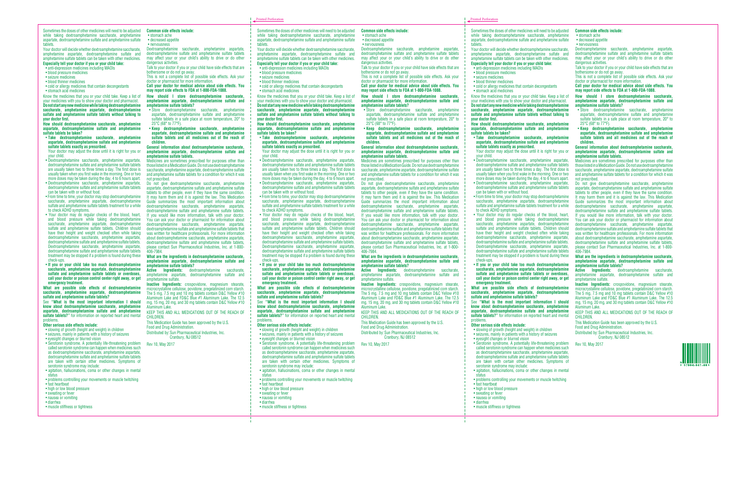Sometimes the doses of other medicines will need to be adjusted while taking dextroamphetamine saccharate, amphetamine aspartate, dextroamphetamine sulfate and amphetamine sulfate tablets.

Your doctor will decide whether dextroamphetamine saccharate, amphetamine aspartate, dextroamphetamine sulfate and amphetamine sulfate tablets can be taken with other medicines.

**Especially tell your doctor if you or your child take:**

- anti-depression medicines including MAOIs
- blood pressure medicines
- seizure medicines
- blood thinner medicines
- cold or allergy medicines that contain decongestants
- stomach acid medicines

Know the medicines that you or your child take. Keep a list of your medicines with you to show your doctor and pharmacist.

**Do not start any new medicine while taking dextroamphetamine saccharate, amphetamine aspartate, dextroamphetamine sulfate and amphetamine sulfate tablets without talking to your doctor first.**

**How should dextroamphetamine saccharate, amphetamine aspartate, dextroamphetamine sulfate and amphetamine sulfate tablets be taken?**

- **Take dextroamphetamine saccharate, amphetamine aspartate, dextroamphetamine sulfate and amphetamine sulfate tablets exactly as prescribed.** Your doctor may adjust the dose until it is right for you or your child.
- Dextroamphetamine saccharate, amphetamine aspartate, dextroamphetamine sulfate and amphetamine sulfate tablets are usually taken two to three times a day. The first dose is usually taken when you first wake in the morning. One or two more doses may be taken during the day, 4 to 6 hours apart.
- Dextroamphetamine saccharate, amphetamine aspartate, dextroamphetamine sulfate and amphetamine sulfate tablets can be taken with or without food.
- From time to time, your doctor may stop dextroamphetamine saccharate, amphetamine aspartate, dextroamphetamine sulfate and amphetamine sulfate tablets treatment for a while to check ADHD symptoms.
- Your doctor may do regular checks of the blood, heart, and blood pressure while taking dextroamphetamine saccharate, amphetamine aspartate, dextroamphetamine sulfate and amphetamine sulfate tablets. Children should have their height and weight checked often while taking dextroamphetamine saccharate, amphetamine aspartate, dextroamphetamine sulfate and amphetamine sulfate tablets. Dextroamphetamine saccharate, amphetamine aspartate, dextroamphetamine sulfate and amphetamine sulfate tablets treatment may be stopped if a problem is found during these check-ups.
- **If you or your child take too much dextroamphetamine saccharate, amphetamine aspartate, dextroamphetamine sulfate and amphetamine sulfate tablets or overdoses, call your doctor or poison control center right away, or get emergency treatment.**

**What are possible side effects of dextroamphetamine saccharate, amphetamine aspartate, dextroamphetamine sulfate and amphetamine sulfate tablets?**

See **"What is the most important information I should know about dextroamphetamine saccharate, amphetamine aspartate, dextroamphetamine sulfate and amphetamine sulfate tablets?"** for information on reported heart and mental problems.

**Other serious side effects include:**

- slowing of growth (height and weight) in children
- seizures, mainly in patients with a history of seizures
- eyesight changes or blurred vision
- Serotonin syndrome. A potentially life-threatening problem called serotonin syndrome can happen when medicines such as dextroamphetamine saccharate, amphetamine aspartate, dextroamphetamine sulfate and amphetamine sulfate tablets are taken with certain other medicines. Symptoms of serotonin syndrome may include:
- agitation, hallucinations, coma or other changes in mental status
- problems controlling your movements or muscle twitching
- fast heartbeat
- high or low blood pressure
- sweating or fever
- nausea or vomiting
- diarrhea
- muscle stiffness or tightness

**Common side effects include:**

- stomach ache
- decreased appetite
- nervousness

Dextroamphetamine saccharate, amphetamine aspartate, dextroamphetamine sulfate and amphetamine sulfate tablets may affect your or your child's ability to drive or do other dangerous activities.

Talk to your doctor if you or your child have side effects that are bothersome or do not go away.

This is not a complete list of possible side effects. Ask your doctor or pharmacist for more information.

**Call your doctor for medical advice about side effects. You may report side effects to FDA at 1-800-FDA-1088.**

**How should I store dextroamphetamine saccharate, amphetamine aspartate, dextroamphetamine sulfate and amphetamine sulfate tablets?**

- Store dextroamphetamine saccharate, amphetamine aspartate, dextroamphetamine sulfate and amphetamine sulfate tablets in a safe place at room temperature, 20° to 25°C (68° to 77°F).
- **Keep dextroamphetamine saccharate, amphetamine aspartate, dextroamphetamine sulfate and amphetamine sulfate tablets and all medicines out of the reach of children.**

**General information about dextroamphetamine saccharate, amphetamine aspartate, dextroamphetamine sulfate and amphetamine sulfate tablets.**

Medicines are sometimes prescribed for purposes other than those listed in a Medication Guide. Do not use dextroamphetamine saccharate, amphetamine aspartate, dextroamphetamine sulfate and amphetamine sulfate tablets for a condition for which it was not prescribed.

Do not give dextroamphetamine saccharate, amphetamine aspartate, dextroamphetamine sulfate and amphetamine sulfate tablets to other people, even if they have the same condition. It may harm them and it is against the law. This Medication Guide summarizes the most important information about dextroamphetamine saccharate, amphetamine aspartate, dextroamphetamine sulfate and amphetamine sulfate tablets. If you would like more information, talk with your doctor. You can ask your doctor or pharmacist for information about dextroamphetamine saccharate, amphetamine aspartate, dextroamphetamine sulfate and amphetamine sulfate tablets that was written for healthcare professionals. For more information about dextroamphetamine saccharate, amphetamine aspartate, dextroamphetamine sulfate and amphetamine sulfate tablets, please contact Sun Pharmaceutical Industries, Inc. at 1-800-406-7984.

**What are the ingredients in dextroamphetamine saccharate, amphetamine aspartate, dextroamphetamine sulfate and amphetamine sulfate tablets?**

**Active Ingredients:** dextroamphetamine saccharate, amphetamine aspartate, dextroamphetamine sulfate and amphetamine sulfate.

**Inactive Ingredients:** crospovidone, magnesium stearate, microcrystalline cellulose, povidone, pregelatinized corn starch. The 5 mg, 7.5 mg and 10 mg tablets contain D&C Yellow #10 Aluminum Lake and FD&C Blue #1 Aluminum Lake. The 12.5 mg, 15 mg, 20 mg, and 30 mg tablets contain D&C Yellow #10 Aluminum Lake.

KEEP THIS AND ALL MEDICATIONS OUT OF THE REACH OF CHILDREN.

This Medication Guide has been approved by the U.S. Food and Drug Administration.

Distributed by: Sun Pharmaceutical Industries, Inc.
Cranbury, NJ 08512

Rev 10, May 2017

Sometimes the doses of other medicines will need to be adjusted while taking dextroamphetamine saccharate, amphetamine aspartate, dextroamphetamine sulfate and amphetamine sulfate tablets.

Your doctor will decide whether dextroamphetamine saccharate, amphetamine aspartate, dextroamphetamine sulfate and amphetamine sulfate tablets can be taken with other medicines.

**Especially tell your doctor if you or your child take:**

- anti-depression medicines including MAOIs
- blood pressure medicines
- seizure medicines
- blood thinner medicines
- cold or allergy medicines that contain decongestants
- stomach acid medicines

Know the medicines that you or your child take. Keep a list of your medicines with you to show your doctor and pharmacist.

**Do not start any new medicine while taking dextroamphetamine saccharate, amphetamine aspartate, dextroamphetamine sulfate and amphetamine sulfate tablets without talking to your doctor first.**

**How should dextroamphetamine saccharate, amphetamine aspartate, dextroamphetamine sulfate and amphetamine sulfate tablets be taken?**

- **Take dextroamphetamine saccharate, amphetamine aspartate, dextroamphetamine sulfate and amphetamine sulfate tablets exactly as prescribed.** Your doctor may adjust the dose until it is right for you or your child.
- Dextroamphetamine saccharate, amphetamine aspartate, dextroamphetamine sulfate and amphetamine sulfate tablets are usually taken two to three times a day. The first dose is usually taken when you first wake in the morning. One or two more doses may be taken during the day, 4 to 6 hours apart.
- Dextroamphetamine saccharate, amphetamine aspartate, dextroamphetamine sulfate and amphetamine sulfate tablets can be taken with or without food.
- From time to time, your doctor may stop dextroamphetamine saccharate, amphetamine aspartate, dextroamphetamine sulfate and amphetamine sulfate tablets treatment for a while to check ADHD symptoms.
- Your doctor may do regular checks of the blood, heart, and blood pressure while taking dextroamphetamine saccharate, amphetamine aspartate, dextroamphetamine sulfate and amphetamine sulfate tablets. Children should have their height and weight checked often while taking dextroamphetamine saccharate, amphetamine aspartate, dextroamphetamine sulfate and amphetamine sulfate tablets. Dextroamphetamine saccharate, amphetamine aspartate, dextroamphetamine sulfate and amphetamine sulfate tablets treatment may be stopped if a problem is found during these check-ups.
- **If you or your child take too much dextroamphetamine saccharate, amphetamine aspartate, dextroamphetamine sulfate and amphetamine sulfate tablets or overdoses, call your doctor or poison control center right away, or get emergency treatment.**

**What are possible side effects of dextroamphetamine saccharate, amphetamine aspartate, dextroamphetamine sulfate and amphetamine sulfate tablets?**

See **"What is the most important information I should know about dextroamphetamine saccharate, amphetamine aspartate, dextroamphetamine sulfate and amphetamine sulfate tablets?"** for information on reported heart and mental problems.

**Other serious side effects include:**

- slowing of growth (height and weight) in children
- seizures, mainly in patients with a history of seizures
- eyesight changes or blurred vision
- Serotonin syndrome. A potentially life-threatening problem called serotonin syndrome can happen when medicines such as dextroamphetamine saccharate, amphetamine aspartate, dextroamphetamine sulfate and amphetamine sulfate tablets are taken with certain other medicines. Symptoms of serotonin syndrome may include:
- agitation, hallucinations, coma or other changes in mental status
- problems controlling your movements or muscle twitching
- fast heartbeat
- high or low blood pressure
- sweating or fever
- nausea or vomiting
- diarrhea
- muscle stiffness or tightness

**Common side effects include:**

- stomach ache
- decreased appetite
- nervousness

Dextroamphetamine saccharate, amphetamine aspartate, dextroamphetamine sulfate and amphetamine sulfate tablets may affect your or your child's ability to drive or do other dangerous activities.

Talk to your doctor if you or your child have side effects that are bothersome or do not go away.

This is not a complete list of possible side effects. Ask your doctor or pharmacist for more information.

**Call your doctor for medical advice about side effects. You may report side effects to FDA at 1-800-FDA-1088.**

**How should I store dextroamphetamine saccharate, amphetamine aspartate, dextroamphetamine sulfate and amphetamine sulfate tablets?**

- Store dextroamphetamine saccharate, amphetamine aspartate, dextroamphetamine sulfate and amphetamine sulfate tablets in a safe place at room temperature, 20° to 25°C (68° to 77°F).
- **Keep dextroamphetamine saccharate, amphetamine aspartate, dextroamphetamine sulfate and amphetamine sulfate tablets and all medicines out of the reach of children.**

**General information about dextroamphetamine saccharate, amphetamine aspartate, dextroamphetamine sulfate and amphetamine sulfate tablets.**

Medicines are sometimes prescribed for purposes other than those listed in a Medication Guide. Do not use dextroamphetamine saccharate, amphetamine aspartate, dextroamphetamine sulfate and amphetamine sulfate tablets for a condition for which it was not prescribed.

Do not give dextroamphetamine saccharate, amphetamine aspartate, dextroamphetamine sulfate and amphetamine sulfate tablets to other people, even if they have the same condition. It may harm them and it is against the law. This Medication Guide summarizes the most important information about dextroamphetamine saccharate, amphetamine aspartate, dextroamphetamine sulfate and amphetamine sulfate tablets. If you would like more information, talk with your doctor. You can ask your doctor or pharmacist for information about dextroamphetamine saccharate, amphetamine aspartate, dextroamphetamine sulfate and amphetamine sulfate tablets that was written for healthcare professionals. For more information about dextroamphetamine saccharate, amphetamine aspartate, dextroamphetamine sulfate and amphetamine sulfate tablets, please contact Sun Pharmaceutical Industries, Inc. at 1-800-406-7984.

**What are the ingredients in dextroamphetamine saccharate, amphetamine aspartate, dextroamphetamine sulfate and amphetamine sulfate tablets?**

**Active Ingredients:** dextroamphetamine saccharate, amphetamine aspartate, dextroamphetamine sulfate and amphetamine sulfate.

**Inactive Ingredients:** crospovidone, magnesium stearate, microcrystalline cellulose, povidone, pregelatinized corn starch. The 5 mg, 7.5 mg and 10 mg tablets contain D&C Yellow #10 Aluminum Lake and FD&C Blue #1 Aluminum Lake. The 12.5 mg, 15 mg, 20 mg, and 30 mg tablets contain D&C Yellow #10 Aluminum Lake.

KEEP THIS AND ALL MEDICATIONS OUT OF THE REACH OF CHILDREN.

This Medication Guide has been approved by the U.S. Food and Drug Administration.

Distributed by: Sun Pharmaceutical Industries, Inc.
Cranbury, NJ 08512

Rev 10, May 2017

Sometimes the doses of other medicines will need to be adjusted while taking dextroamphetamine saccharate, amphetamine aspartate, dextroamphetamine sulfate and amphetamine sulfate tablets.

Your doctor will decide whether dextroamphetamine saccharate, amphetamine aspartate, dextroamphetamine sulfate and amphetamine sulfate tablets can be taken with other medicines.

**Especially tell your doctor if you or your child take:**

- anti-depression medicines including MAOIs
- blood pressure medicines
- seizure medicines
- blood thinner medicines
- cold or allergy medicines that contain decongestants
- stomach acid medicines

Know the medicines that you or your child take. Keep a list of your medicines with you to show your doctor and pharmacist.

**Do not start any new medicine while taking dextroamphetamine saccharate, amphetamine aspartate, dextroamphetamine sulfate and amphetamine sulfate tablets without talking to your doctor first.**

**How should dextroamphetamine saccharate, amphetamine aspartate, dextroamphetamine sulfate and amphetamine sulfate tablets be taken?**

- **Take dextroamphetamine saccharate, amphetamine aspartate, dextroamphetamine sulfate and amphetamine sulfate tablets exactly as prescribed.** Your doctor may adjust the dose until it is right for you or your child.
- Dextroamphetamine saccharate, amphetamine aspartate, dextroamphetamine sulfate and amphetamine sulfate tablets are usually taken two to three times a day. The first dose is usually taken when you first wake in the morning. One or two more doses may be taken during the day, 4 to 6 hours apart.
- Dextroamphetamine saccharate, amphetamine aspartate, dextroamphetamine sulfate and amphetamine sulfate tablets can be taken with or without food.
- From time to time, your doctor may stop dextroamphetamine saccharate, amphetamine aspartate, dextroamphetamine sulfate and amphetamine sulfate tablets treatment for a while to check ADHD symptoms.
- Your doctor may do regular checks of the blood, heart, and blood pressure while taking dextroamphetamine saccharate, amphetamine aspartate, dextroamphetamine sulfate and amphetamine sulfate tablets. Children should have their height and weight checked often while taking dextroamphetamine saccharate, amphetamine aspartate, dextroamphetamine sulfate and amphetamine sulfate tablets. Dextroamphetamine saccharate, amphetamine aspartate, dextroamphetamine sulfate and amphetamine sulfate tablets treatment may be stopped if a problem is found during these check-ups.
- **If you or your child take too much dextroamphetamine saccharate, amphetamine aspartate, dextroamphetamine sulfate and amphetamine sulfate tablets or overdoses, call your doctor or poison control center right away, or get emergency treatment.**

**What are possible side effects of dextroamphetamine saccharate, amphetamine aspartate, dextroamphetamine sulfate and amphetamine sulfate tablets?**

See **"What is the most important information I should know about dextroamphetamine saccharate, amphetamine aspartate, dextroamphetamine sulfate and amphetamine sulfate tablets?"** for information on reported heart and mental problems.

**Other serious side effects include:**

- slowing of growth (height and weight) in children
- seizures, mainly in patients with a history of seizures
- eyesight changes or blurred vision
- Serotonin syndrome. A potentially life-threatening problem called serotonin syndrome can happen when medicines such as dextroamphetamine saccharate, amphetamine aspartate, dextroamphetamine sulfate and amphetamine sulfate tablets are taken with certain other medicines. Symptoms of serotonin syndrome may include:
- agitation, hallucinations, coma or other changes in mental status
- problems controlling your movements or muscle twitching
- fast heartbeat
- high or low blood pressure
- sweating or fever
- nausea or vomiting
- diarrhea
- muscle stiffness or tightness

**Common side effects include:**

- stomach ache
- decreased appetite
- nervousness

Dextroamphetamine saccharate, amphetamine aspartate, dextroamphetamine sulfate and amphetamine sulfate tablets may affect your or your child's ability to drive or do other dangerous activities.

Talk to your doctor if you or your child have side effects that are bothersome or do not go away.

This is not a complete list of possible side effects. Ask your doctor or pharmacist for more information.

**Call your doctor for medical advice about side effects. You may report side effects to FDA at 1-800-FDA-1088.**

**How should I store dextroamphetamine saccharate, amphetamine aspartate, dextroamphetamine sulfate and amphetamine sulfate tablets?**

- Store dextroamphetamine saccharate, amphetamine aspartate, dextroamphetamine sulfate and amphetamine sulfate tablets in a safe place at room temperature, 20° to 25°C (68° to 77°F).
- **Keep dextroamphetamine saccharate, amphetamine aspartate, dextroamphetamine sulfate and amphetamine sulfate tablets and all medicines out of the reach of children.**

**General information about dextroamphetamine saccharate, amphetamine aspartate, dextroamphetamine sulfate and amphetamine sulfate tablets.**

Medicines are sometimes prescribed for purposes other than those listed in a Medication Guide. Do not use dextroamphetamine saccharate, amphetamine aspartate, dextroamphetamine sulfate and amphetamine sulfate tablets for a condition for which it was not prescribed.

Do not give dextroamphetamine saccharate, amphetamine aspartate, dextroamphetamine sulfate and amphetamine sulfate tablets to other people, even if they have the same condition. It may harm them and it is against the law. This Medication Guide summarizes the most important information about dextroamphetamine saccharate, amphetamine aspartate, dextroamphetamine sulfate and amphetamine sulfate tablets. If you would like more information, talk with your doctor. You can ask your doctor or pharmacist for information about dextroamphetamine saccharate, amphetamine aspartate, dextroamphetamine sulfate and amphetamine sulfate tablets that was written for healthcare professionals. For more information about dextroamphetamine saccharate, amphetamine aspartate, dextroamphetamine sulfate and amphetamine sulfate tablets, please contact Sun Pharmaceutical Industries, Inc. at 1-800-406-7984.

**What are the ingredients in dextroamphetamine saccharate, amphetamine aspartate, dextroamphetamine sulfate and amphetamine sulfate tablets?**

**Active Ingredients:** dextroamphetamine saccharate, amphetamine aspartate, dextroamphetamine sulfate and amphetamine sulfate.

**Inactive Ingredients:** crospovidone, magnesium stearate, microcrystalline cellulose, povidone, pregelatinized corn starch. The 5 mg, 7.5 mg and 10 mg tablets contain D&C Yellow #10 Aluminum Lake and FD&C Blue #1 Aluminum Lake. The 12.5 mg, 15 mg, 20 mg, and 30 mg tablets contain D&C Yellow #10 Aluminum Lake.

KEEP THIS AND ALL MEDICATIONS OUT OF THE REACH OF CHILDREN.

This Medication Guide has been approved by the U.S. Food and Drug Administration.

Distributed by: Sun Pharmaceutical Industries, Inc.
Cranbury, NJ 08512

Rev 10, May 2017